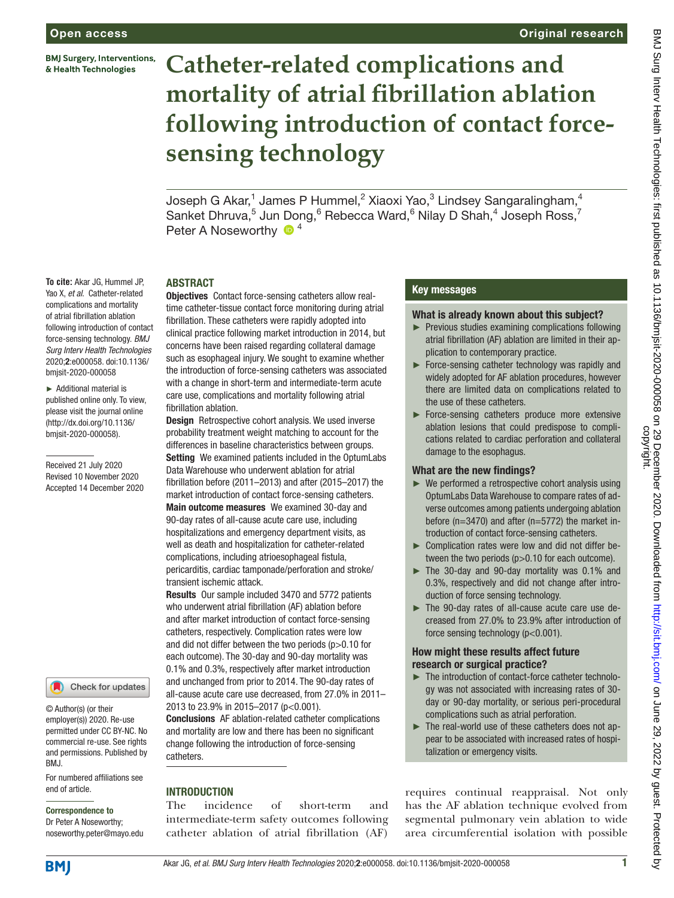# Catheter-related complications and mortality of atrial fibrillation ablation following introduction of contact force-sensing technology

Joseph G Akar,[1] James P Hummel,[2] Xiaoxi Yao,[3] Lindsey Sangaralingham,[4] Sanket Dhruva,[5] Jun Dong,[6] Rebecca Ward,[6] Nilay D Shah,[4] Joseph Ross,[7] Peter A Noseworthy [4]

**To cite:** Akar JG, Hummel JP, Yao X, *et al*. Catheter-related complications and mortality of atrial fibrillation ablation following introduction of contact force-sensing technology. *BMJ Surg Interv Health Technologies* 2020;**2**:e000058. doi:10.1136/bmjsit-2020-000058

► Additional material is published online only. To view, please visit the journal online (http://dx.doi.org/10.1136/bmjsit-2020-000058).

Received 21 July 2020
Revised 10 November 2020
Accepted 14 December 2020

© Author(s) (or their employer(s)) 2020. Re-use permitted under CC BY-NC. No commercial re-use. See rights and permissions. Published by BMJ.

For numbered affiliations see end of article.

**Correspondence to**
Dr Peter A Noseworthy; noseworthy.peter@mayo.edu

## ABSTRACT

**Objectives** Contact force-sensing catheters allow real-time catheter-tissue contact force monitoring during atrial fibrillation. These catheters were rapidly adopted into clinical practice following market introduction in 2014, but concerns have been raised regarding collateral damage such as esophageal injury. We sought to examine whether the introduction of force-sensing catheters was associated with a change in short-term and intermediate-term acute care use, complications and mortality following atrial fibrillation ablation.

**Design** Retrospective cohort analysis. We used inverse probability treatment weight matching to account for the differences in baseline characteristics between groups.

**Setting** We examined patients included in the OptumLabs Data Warehouse who underwent ablation for atrial fibrillation before (2011–2013) and after (2015–2017) the market introduction of contact force-sensing catheters.

**Main outcome measures** We examined 30-day and 90-day rates of all-cause acute care use, including hospitalizations and emergency department visits, as well as death and hospitalization for catheter-related complications, including atrioesophageal fistula, pericarditis, cardiac tamponade/perforation and stroke/transient ischemic attack.

**Results** Our sample included 3470 and 5772 patients who underwent atrial fibrillation (AF) ablation before and after market introduction of contact force-sensing catheters, respectively. Complication rates were low and did not differ between the two periods (p>0.10 for each outcome). The 30-day and 90-day mortality was 0.1% and 0.3%, respectively after market introduction and unchanged from prior to 2014. The 90-day rates of all-cause acute care use decreased, from 27.0% in 2011–2013 to 23.9% in 2015–2017 (p<0.001).

**Conclusions** AF ablation-related catheter complications and mortality are low and there has been no significant change following the introduction of force-sensing catheters.

## Key messages

### What is already known about this subject?

- Previous studies examining complications following atrial fibrillation (AF) ablation are limited in their application to contemporary practice.
- Force-sensing catheter technology was rapidly and widely adopted for AF ablation procedures, however there are limited data on complications related to the use of these catheters.
- Force-sensing catheters produce more extensive ablation lesions that could predispose to complications related to cardiac perforation and collateral damage to the esophagus.

### What are the new findings?

- We performed a retrospective cohort analysis using OptumLabs Data Warehouse to compare rates of adverse outcomes among patients undergoing ablation before (n=3470) and after (n=5772) the market introduction of contact force-sensing catheters.
- Complication rates were low and did not differ between the two periods (p>0.10 for each outcome).
- The 30-day and 90-day mortality was 0.1% and 0.3%, respectively and did not change after introduction of force sensing technology.
- The 90-day rates of all-cause acute care use decreased from 27.0% to 23.9% after introduction of force sensing technology (p<0.001).

### How might these results affect future research or surgical practice?

- The introduction of contact-force catheter technology was not associated with increasing rates of 30-day or 90-day mortality, or serious peri-procedural complications such as atrial perforation.
- The real-world use of these catheters does not appear to be associated with increased rates of hospitalization or emergency visits.

## INTRODUCTION

The incidence of short-term and intermediate-term safety outcomes following catheter ablation of atrial fibrillation (AF) requires continual reappraisal. Not only has the AF ablation technique evolved from segmental pulmonary vein ablation to wide area circumferential isolation with possible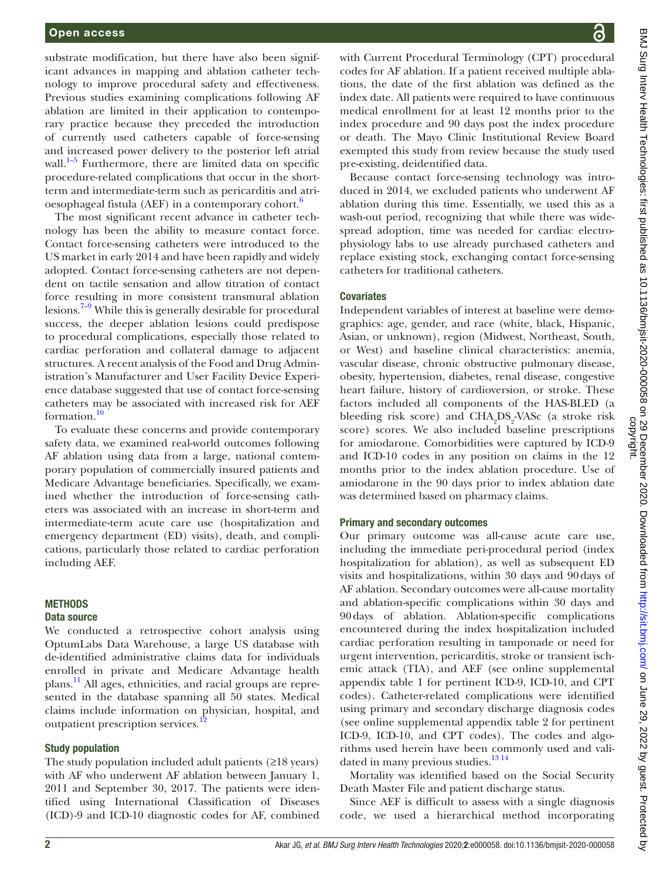substrate modification, but there have also been significant advances in mapping and ablation catheter technology to improve procedural safety and effectiveness. Previous studies examining complications following AF ablation are limited in their application to contemporary practice because they preceded the introduction of currently used catheters capable of force-sensing and increased power delivery to the posterior left atrial wall.[1–5] Furthermore, there are limited data on specific procedure-related complications that occur in the short-term and intermediate-term such as pericarditis and atrioesophageal fistula (AEF) in a contemporary cohort.[6]

The most significant recent advance in catheter technology has been the ability to measure contact force. Contact force-sensing catheters were introduced to the US market in early 2014 and have been rapidly and widely adopted. Contact force-sensing catheters are not dependent on tactile sensation and allow titration of contact force resulting in more consistent transmural ablation lesions.[7–9] While this is generally desirable for procedural success, the deeper ablation lesions could predispose to procedural complications, especially those related to cardiac perforation and collateral damage to adjacent structures. A recent analysis of the Food and Drug Administration's Manufacturer and User Facility Device Experience database suggested that use of contact force-sensing catheters may be associated with increased risk for AEF formation.[10]

To evaluate these concerns and provide contemporary safety data, we examined real-world outcomes following AF ablation using data from a large, national contemporary population of commercially insured patients and Medicare Advantage beneficiaries. Specifically, we examined whether the introduction of force-sensing catheters was associated with an increase in short-term and intermediate-term acute care use (hospitalization and emergency department (ED) visits), death, and complications, particularly those related to cardiac perforation including AEF.

## METHODS

### Data source

We conducted a retrospective cohort analysis using OptumLabs Data Warehouse, a large US database with de-identified administrative claims data for individuals enrolled in private and Medicare Advantage health plans.[11] All ages, ethnicities, and racial groups are represented in the database spanning all 50 states. Medical claims include information on physician, hospital, and outpatient prescription services.[12]

### Study population

The study population included adult patients (≥18 years) with AF who underwent AF ablation between January 1, 2011 and September 30, 2017. The patients were identified using International Classification of Diseases (ICD)-9 and ICD-10 diagnostic codes for AF, combined with Current Procedural Terminology (CPT) procedural codes for AF ablation. If a patient received multiple ablations, the date of the first ablation was defined as the index date. All patients were required to have continuous medical enrollment for at least 12 months prior to the index procedure and 90 days post the index procedure or death. The Mayo Clinic Institutional Review Board exempted this study from review because the study used pre-existing, deidentified data.

Because contact force-sensing technology was introduced in 2014, we excluded patients who underwent AF ablation during this time. Essentially, we used this as a wash-out period, recognizing that while there was widespread adoption, time was needed for cardiac electrophysiology labs to use already purchased catheters and replace existing stock, exchanging contact force-sensing catheters for traditional catheters.

### Covariates

Independent variables of interest at baseline were demographics: age, gender, and race (white, black, Hispanic, Asian, or unknown), region (Midwest, Northeast, South, or West) and baseline clinical characteristics: anemia, vascular disease, chronic obstructive pulmonary disease, obesity, hypertension, diabetes, renal disease, congestive heart failure, history of cardioversion, or stroke. These factors included all components of the HAS-BLED (a bleeding risk score) and $CHA_2DS_2$-VASc (a stroke risk score) scores. We also included baseline prescriptions for amiodarone. Comorbidities were captured by ICD-9 and ICD-10 codes in any position on claims in the 12 months prior to the index ablation procedure. Use of amiodarone in the 90 days prior to index ablation date was determined based on pharmacy claims.

### Primary and secondary outcomes

Our primary outcome was all-cause acute care use, including the immediate peri-procedural period (index hospitalization for ablation), as well as subsequent ED visits and hospitalizations, within 30 days and 90 days of AF ablation. Secondary outcomes were all-cause mortality and ablation-specific complications within 30 days and 90 days of ablation. Ablation-specific complications encountered during the index hospitalization included cardiac perforation resulting in tamponade or need for urgent intervention, pericarditis, stroke or transient ischemic attack (TIA), and AEF (see online supplemental appendix table 1 for pertinent ICD-9, ICD-10, and CPT codes). Catheter-related complications were identified using primary and secondary discharge diagnosis codes (see online supplemental appendix table 2 for pertinent ICD-9, ICD-10, and CPT codes). The codes and algorithms used herein have been commonly used and validated in many previous studies.[13 14]

Mortality was identified based on the Social Security Death Master File and patient discharge status.

Since AEF is difficult to assess with a single diagnosis code, we used a hierarchical method incorporating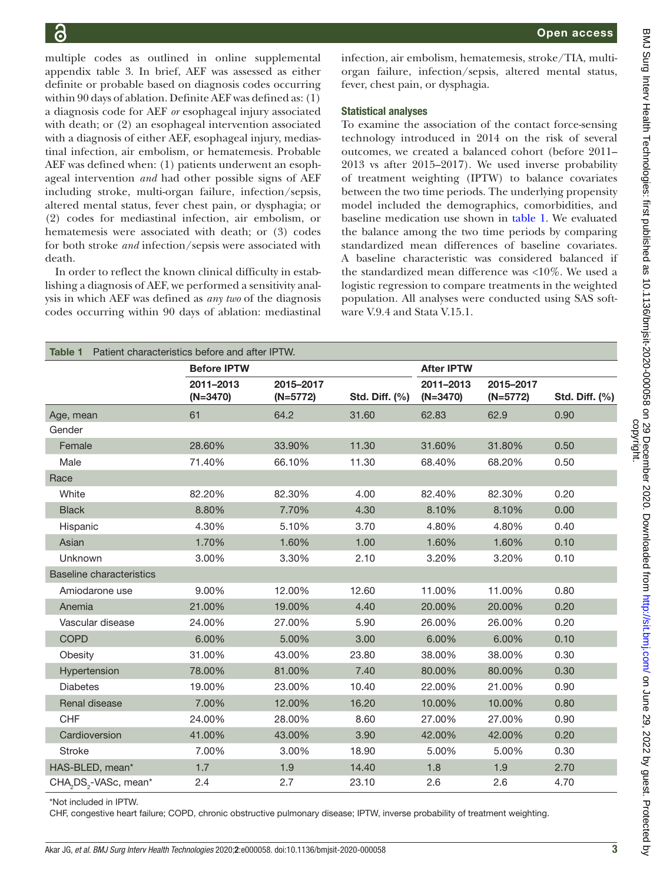multiple codes as outlined in online supplemental appendix table 3. In brief, AEF was assessed as either definite or probable based on diagnosis codes occurring within 90 days of ablation. Definite AEF was defined as: (1) a diagnosis code for AEF *or* esophageal injury associated with death; or (2) an esophageal intervention associated with a diagnosis of either AEF, esophageal injury, mediastinal infection, air embolism, or hematemesis. Probable AEF was defined when: (1) patients underwent an esophageal intervention *and* had other possible signs of AEF including stroke, multi-organ failure, infection/sepsis, altered mental status, fever chest pain, or dysphagia; or (2) codes for mediastinal infection, air embolism, or hematemesis were associated with death; or (3) codes for both stroke *and* infection/sepsis were associated with death.

In order to reflect the known clinical difficulty in establishing a diagnosis of AEF, we performed a sensitivity analysis in which AEF was defined as *any two* of the diagnosis codes occurring within 90 days of ablation: mediastinal infection, air embolism, hematemesis, stroke/TIA, multi-organ failure, infection/sepsis, altered mental status, fever, chest pain, or dysphagia.

### Statistical analyses

To examine the association of the contact force-sensing technology introduced in 2014 on the risk of several outcomes, we created a balanced cohort (before 2011–2013 vs after 2015–2017). We used inverse probability of treatment weighting (IPTW) to balance covariates between the two time periods. The underlying propensity model included the demographics, comorbidities, and baseline medication use shown in table 1. We evaluated the balance among the two time periods by comparing standardized mean differences of baseline covariates. A baseline characteristic was considered balanced if the standardized mean difference was <10%. We used a logistic regression to compare treatments in the weighted population. All analyses were conducted using SAS software V.9.4 and Stata V.15.1.

**Table 1** Patient characteristics before and after IPTW.

| | Before IPTW | | | After IPTW | | |
|---|---|---|---|---|---|---|
| | 2011–2013 (N=3470) | 2015–2017 (N=5772) | Std. Diff. (%) | 2011–2013 (N=3470) | 2015–2017 (N=5772) | Std. Diff. (%) |
| Age, mean | 61 | 64.2 | 31.60 | 62.83 | 62.9 | 0.90 |
| Gender | | | | | | |
| Female | 28.60% | 33.90% | 11.30 | 31.60% | 31.80% | 0.50 |
| Male | 71.40% | 66.10% | 11.30 | 68.40% | 68.20% | 0.50 |
| Race | | | | | | |
| White | 82.20% | 82.30% | 4.00 | 82.40% | 82.30% | 0.20 |
| Black | 8.80% | 7.70% | 4.30 | 8.10% | 8.10% | 0.00 |
| Hispanic | 4.30% | 5.10% | 3.70 | 4.80% | 4.80% | 0.40 |
| Asian | 1.70% | 1.60% | 1.00 | 1.60% | 1.60% | 0.10 |
| Unknown | 3.00% | 3.30% | 2.10 | 3.20% | 3.20% | 0.10 |
| Baseline characteristics | | | | | | |
| Amiodarone use | 9.00% | 12.00% | 12.60 | 11.00% | 11.00% | 0.80 |
| Anemia | 21.00% | 19.00% | 4.40 | 20.00% | 20.00% | 0.20 |
| Vascular disease | 24.00% | 27.00% | 5.90 | 26.00% | 26.00% | 0.20 |
| COPD | 6.00% | 5.00% | 3.00 | 6.00% | 6.00% | 0.10 |
| Obesity | 31.00% | 43.00% | 23.80 | 38.00% | 38.00% | 0.30 |
| Hypertension | 78.00% | 81.00% | 7.40 | 80.00% | 80.00% | 0.30 |
| Diabetes | 19.00% | 23.00% | 10.40 | 22.00% | 21.00% | 0.90 |
| Renal disease | 7.00% | 12.00% | 16.20 | 10.00% | 10.00% | 0.80 |
| CHF | 24.00% | 28.00% | 8.60 | 27.00% | 27.00% | 0.90 |
| Cardioversion | 41.00% | 43.00% | 3.90 | 42.00% | 42.00% | 0.20 |
| Stroke | 7.00% | 3.00% | 18.90 | 5.00% | 5.00% | 0.30 |
| HAS-BLED, mean* | 1.7 | 1.9 | 14.40 | 1.8 | 1.9 | 2.70 |
| $CHA_2DS_2$-VASc, mean* | 2.4 | 2.7 | 23.10 | 2.6 | 2.6 | 4.70 |

*Not included in IPTW.

CHF, congestive heart failure; COPD, chronic obstructive pulmonary disease; IPTW, inverse probability of treatment weighting.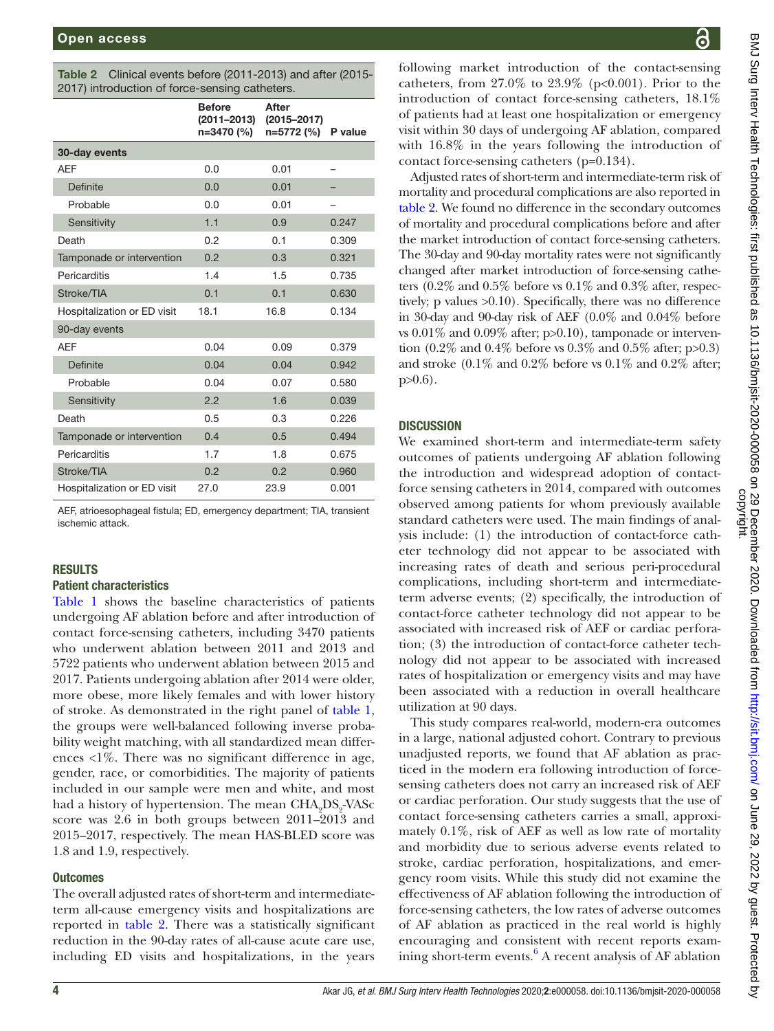Table 2 Clinical events before (2011-2013) and after (2015-2017) introduction of force-sensing catheters.

| | Before (2011–2013) n=3470 (%) | After (2015–2017) n=5772 (%) | P value |
|---|---|---|---|
| **30-day events** | | | |
| AEF | 0.0 | 0.01 | – |
| Definite | 0.0 | 0.01 | – |
| Probable | 0.0 | 0.01 | – |
| Sensitivity | 1.1 | 0.9 | 0.247 |
| Death | 0.2 | 0.1 | 0.309 |
| Tamponade or intervention | 0.2 | 0.3 | 0.321 |
| Pericarditis | 1.4 | 1.5 | 0.735 |
| Stroke/TIA | 0.1 | 0.1 | 0.630 |
| Hospitalization or ED visit | 18.1 | 16.8 | 0.134 |
| 90-day events | | | |
| AEF | 0.04 | 0.09 | 0.379 |
| Definite | 0.04 | 0.04 | 0.942 |
| Probable | 0.04 | 0.07 | 0.580 |
| Sensitivity | 2.2 | 1.6 | 0.039 |
| Death | 0.5 | 0.3 | 0.226 |
| Tamponade or intervention | 0.4 | 0.5 | 0.494 |
| Pericarditis | 1.7 | 1.8 | 0.675 |
| Stroke/TIA | 0.2 | 0.2 | 0.960 |
| Hospitalization or ED visit | 27.0 | 23.9 | 0.001 |

AEF, atrioesophageal fistula; ED, emergency department; TIA, transient ischemic attack.

## RESULTS

### Patient characteristics

Table 1 shows the baseline characteristics of patients undergoing AF ablation before and after introduction of contact force-sensing catheters, including 3470 patients who underwent ablation between 2011 and 2013 and 5722 patients who underwent ablation between 2015 and 2017. Patients undergoing ablation after 2014 were older, more obese, more likely females and with lower history of stroke. As demonstrated in the right panel of table 1, the groups were well-balanced following inverse probability weight matching, with all standardized mean differences <1%. There was no significant difference in age, gender, race, or comorbidities. The majority of patients included in our sample were men and white, and most had a history of hypertension. The mean $CHA_2DS_2$-VASc score was 2.6 in both groups between 2011–2013 and 2015–2017, respectively. The mean HAS-BLED score was 1.8 and 1.9, respectively.

### Outcomes

The overall adjusted rates of short-term and intermediate-term all-cause emergency visits and hospitalizations are reported in table 2. There was a statistically significant reduction in the 90-day rates of all-cause acute care use, including ED visits and hospitalizations, in the years following market introduction of the contact-sensing catheters, from 27.0% to 23.9% (p<0.001). Prior to the introduction of contact force-sensing catheters, 18.1% of patients had at least one hospitalization or emergency visit within 30 days of undergoing AF ablation, compared with 16.8% in the years following the introduction of contact force-sensing catheters (p=0.134).

Adjusted rates of short-term and intermediate-term risk of mortality and procedural complications are also reported in table 2. We found no difference in the secondary outcomes of mortality and procedural complications before and after the market introduction of contact force-sensing catheters. The 30-day and 90-day mortality rates were not significantly changed after market introduction of force-sensing catheters (0.2% and 0.5% before vs 0.1% and 0.3% after, respectively; p values >0.10). Specifically, there was no difference in 30-day and 90-day risk of AEF (0.0% and 0.04% before vs 0.01% and 0.09% after; p>0.10), tamponade or intervention (0.2% and 0.4% before vs 0.3% and 0.5% after; p>0.3) and stroke (0.1% and 0.2% before vs 0.1% and 0.2% after; p>0.6).

## DISCUSSION

We examined short-term and intermediate-term safety outcomes of patients undergoing AF ablation following the introduction and widespread adoption of contact-force sensing catheters in 2014, compared with outcomes observed among patients for whom previously available standard catheters were used. The main findings of analysis include: (1) the introduction of contact-force catheter technology did not appear to be associated with increasing rates of death and serious peri-procedural complications, including short-term and intermediate-term adverse events; (2) specifically, the introduction of contact-force catheter technology did not appear to be associated with increased risk of AEF or cardiac perforation; (3) the introduction of contact-force catheter technology did not appear to be associated with increased rates of hospitalization or emergency visits and may have been associated with a reduction in overall healthcare utilization at 90 days.

This study compares real-world, modern-era outcomes in a large, national adjusted cohort. Contrary to previous unadjusted reports, we found that AF ablation as practiced in the modern era following introduction of force-sensing catheters does not carry an increased risk of AEF or cardiac perforation. Our study suggests that the use of contact force-sensing catheters carries a small, approximately 0.1%, risk of AEF as well as low rate of mortality and morbidity due to serious adverse events related to stroke, cardiac perforation, hospitalizations, and emergency room visits. While this study did not examine the effectiveness of AF ablation following the introduction of force-sensing catheters, the low rates of adverse outcomes of AF ablation as practiced in the real world is highly encouraging and consistent with recent reports examining short-term events.[6] A recent analysis of AF ablation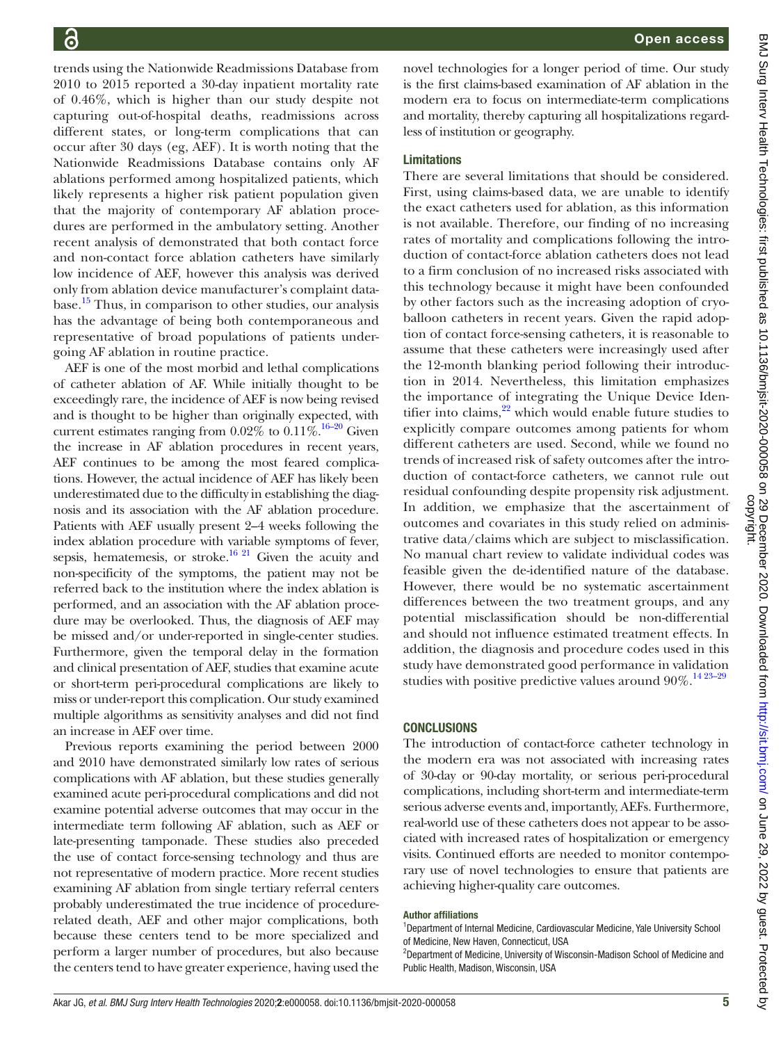trends using the Nationwide Readmissions Database from 2010 to 2015 reported a 30-day inpatient mortality rate of 0.46%, which is higher than our study despite not capturing out-of-hospital deaths, readmissions across different states, or long-term complications that can occur after 30 days (eg, AEF). It is worth noting that the Nationwide Readmissions Database contains only AF ablations performed among hospitalized patients, which likely represents a higher risk patient population given that the majority of contemporary AF ablation procedures are performed in the ambulatory setting. Another recent analysis of demonstrated that both contact force and non-contact force ablation catheters have similarly low incidence of AEF, however this analysis was derived only from ablation device manufacturer's complaint database.[15] Thus, in comparison to other studies, our analysis has the advantage of being both contemporaneous and representative of broad populations of patients undergoing AF ablation in routine practice.

AEF is one of the most morbid and lethal complications of catheter ablation of AF. While initially thought to be exceedingly rare, the incidence of AEF is now being revised and is thought to be higher than originally expected, with current estimates ranging from 0.02% to 0.11%.[16–20] Given the increase in AF ablation procedures in recent years, AEF continues to be among the most feared complications. However, the actual incidence of AEF has likely been underestimated due to the difficulty in establishing the diagnosis and its association with the AF ablation procedure. Patients with AEF usually present 2–4 weeks following the index ablation procedure with variable symptoms of fever, sepsis, hematemesis, or stroke.[16 21] Given the acuity and non-specificity of the symptoms, the patient may not be referred back to the institution where the index ablation is performed, and an association with the AF ablation procedure may be overlooked. Thus, the diagnosis of AEF may be missed and/or under-reported in single-center studies. Furthermore, given the temporal delay in the formation and clinical presentation of AEF, studies that examine acute or short-term peri-procedural complications are likely to miss or under-report this complication. Our study examined multiple algorithms as sensitivity analyses and did not find an increase in AEF over time.

Previous reports examining the period between 2000 and 2010 have demonstrated similarly low rates of serious complications with AF ablation, but these studies generally examined acute peri-procedural complications and did not examine potential adverse outcomes that may occur in the intermediate term following AF ablation, such as AEF or late-presenting tamponade. These studies also preceded the use of contact force-sensing technology and thus are not representative of modern practice. More recent studies examining AF ablation from single tertiary referral centers probably underestimated the true incidence of procedure-related death, AEF and other major complications, both because these centers tend to be more specialized and perform a larger number of procedures, but also because the centers tend to have greater experience, having used the novel technologies for a longer period of time. Our study is the first claims-based examination of AF ablation in the modern era to focus on intermediate-term complications and mortality, thereby capturing all hospitalizations regardless of institution or geography.

### Limitations

There are several limitations that should be considered. First, using claims-based data, we are unable to identify the exact catheters used for ablation, as this information is not available. Therefore, our finding of no increasing rates of mortality and complications following the introduction of contact-force ablation catheters does not lead to a firm conclusion of no increased risks associated with this technology because it might have been confounded by other factors such as the increasing adoption of cryoballoon catheters in recent years. Given the rapid adoption of contact force-sensing catheters, it is reasonable to assume that these catheters were increasingly used after the 12-month blanking period following their introduction in 2014. Nevertheless, this limitation emphasizes the importance of integrating the Unique Device Identifier into claims,[22] which would enable future studies to explicitly compare outcomes among patients for whom different catheters are used. Second, while we found no trends of increased risk of safety outcomes after the introduction of contact-force catheters, we cannot rule out residual confounding despite propensity risk adjustment. In addition, we emphasize that the ascertainment of outcomes and covariates in this study relied on administrative data/claims which are subject to misclassification. No manual chart review to validate individual codes was feasible given the de-identified nature of the database. However, there would be no systematic ascertainment differences between the two treatment groups, and any potential misclassification should be non-differential and should not influence estimated treatment effects. In addition, the diagnosis and procedure codes used in this study have demonstrated good performance in validation studies with positive predictive values around 90%.[14 23–29]

## CONCLUSIONS

The introduction of contact-force catheter technology in the modern era was not associated with increasing rates of 30-day or 90-day mortality, or serious peri-procedural complications, including short-term and intermediate-term serious adverse events and, importantly, AEFs. Furthermore, real-world use of these catheters does not appear to be associated with increased rates of hospitalization or emergency visits. Continued efforts are needed to monitor contemporary use of novel technologies to ensure that patients are achieving higher-quality care outcomes.

#### Author affiliations

[1]Department of Internal Medicine, Cardiovascular Medicine, Yale University School of Medicine, New Haven, Connecticut, USA

[2]Department of Medicine, University of Wisconsin-Madison School of Medicine and Public Health, Madison, Wisconsin, USA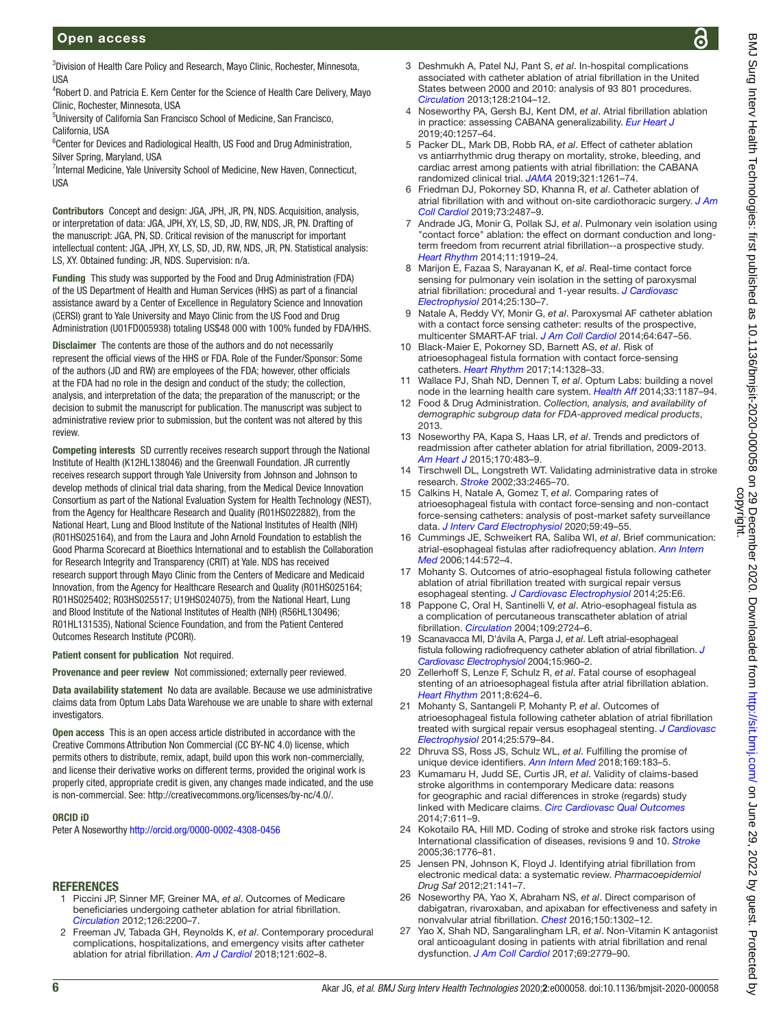[3]Division of Health Care Policy and Research, Mayo Clinic, Rochester, Minnesota, USA

[4]Robert D. and Patricia E. Kern Center for the Science of Health Care Delivery, Mayo Clinic, Rochester, Minnesota, USA

[5]University of California San Francisco School of Medicine, San Francisco, California, USA

[6]Center for Devices and Radiological Health, US Food and Drug Administration, Silver Spring, Maryland, USA

[7]Internal Medicine, Yale University School of Medicine, New Haven, Connecticut, USA

**Contributors** Concept and design: JGA, JPH, JR, PN, NDS. Acquisition, analysis, or interpretation of data: JGA, JPH, XY, LS, SD, JD, RW, NDS, JR, PN. Drafting of the manuscript: JGA, PN, SD. Critical revision of the manuscript for important intellectual content: JGA, JPH, XY, LS, SD, JD, RW, NDS, JR, PN. Statistical analysis: LS, XY. Obtained funding: JR, NDS. Supervision: n/a.

**Funding** This study was supported by the Food and Drug Administration (FDA) of the US Department of Health and Human Services (HHS) as part of a financial assistance award by a Center of Excellence in Regulatory Science and Innovation (CERSI) grant to Yale University and Mayo Clinic from the US Food and Drug Administration (U01FD005938) totaling US$48 000 with 100% funded by FDA/HHS.

**Disclaimer** The contents are those of the authors and do not necessarily represent the official views of the HHS or FDA. Role of the Funder/Sponsor: Some of the authors (JD and RW) are employees of the FDA; however, other officials at the FDA had no role in the design and conduct of the study; the collection, analysis, and interpretation of the data; the preparation of the manuscript; or the decision to submit the manuscript for publication. The manuscript was subject to administrative review prior to submission, but the content was not altered by this review.

**Competing interests** SD currently receives research support through the National Institute of Health (K12HL138046) and the Greenwall Foundation. JR currently receives research support through Yale University from Johnson and Johnson to develop methods of clinical trial data sharing, from the Medical Device Innovation Consortium as part of the National Evaluation System for Health Technology (NEST), from the Agency for Healthcare Research and Quality (R01HS022882), from the National Heart, Lung and Blood Institute of the National Institutes of Health (NIH) (R01HS025164), and from the Laura and John Arnold Foundation to establish the Good Pharma Scorecard at Bioethics International and to establish the Collaboration for Research Integrity and Transparency (CRIT) at Yale. NDS has received research support through Mayo Clinic from the Centers of Medicare and Medicaid Innovation, from the Agency for Healthcare Research and Quality (R01HS025164; R01HS025402; R03HS025517; U19HS024075), from the National Heart, Lung and Blood Institute of the National Institutes of Health (NIH) (R56HL130496; R01HL131535), National Science Foundation, and from the Patient Centered Outcomes Research Institute (PCORI).

**Patient consent for publication** Not required.

**Provenance and peer review** Not commissioned; externally peer reviewed.

**Data availability statement** No data are available. Because we use administrative claims data from Optum Labs Data Warehouse we are unable to share with external investigators.

**Open access** This is an open access article distributed in accordance with the Creative Commons Attribution Non Commercial (CC BY-NC 4.0) license, which permits others to distribute, remix, adapt, build upon this work non-commercially, and license their derivative works on different terms, provided the original work is properly cited, appropriate credit is given, any changes made indicated, and the use is non-commercial. See: http://creativecommons.org/licenses/by-nc/4.0/.

**ORCID iD**

Peter A Noseworthy http://orcid.org/0000-0002-4308-0456

## REFERENCES

1. Piccini JP, Sinner MF, Greiner MA, *et al*. Outcomes of Medicare beneficiaries undergoing catheter ablation for atrial fibrillation. *Circulation* 2012;126:2200–7.
2. Freeman JV, Tabada GH, Reynolds K, *et al*. Contemporary procedural complications, hospitalizations, and emergency visits after catheter ablation for atrial fibrillation. *Am J Cardiol* 2018;121:602–8.
3. Deshmukh A, Patel NJ, Pant S, *et al*. In-hospital complications associated with catheter ablation of atrial fibrillation in the United States between 2000 and 2010: analysis of 93 801 procedures. *Circulation* 2013;128:2104–12.
4. Noseworthy PA, Gersh BJ, Kent DM, *et al*. Atrial fibrillation ablation in practice: assessing CABANA generalizability. *Eur Heart J* 2019;40:1257–64.
5. Packer DL, Mark DB, Robb RA, *et al*. Effect of catheter ablation vs antiarrhythmic drug therapy on mortality, stroke, bleeding, and cardiac arrest among patients with atrial fibrillation: the CABANA randomized clinical trial. *JAMA* 2019;321:1261–74.
6. Friedman DJ, Pokorney SD, Khanna R, *et al*. Catheter ablation of atrial fibrillation with and without on-site cardiothoracic surgery. *J Am Coll Cardiol* 2019;73:2487–9.
7. Andrade JG, Monir G, Pollak SJ, *et al*. Pulmonary vein isolation using "contact force" ablation: the effect on dormant conduction and long-term freedom from recurrent atrial fibrillation--a prospective study. *Heart Rhythm* 2014;11:1919–24.
8. Marijon E, Fazaa S, Narayanan K, *et al*. Real-time contact force sensing for pulmonary vein isolation in the setting of paroxysmal atrial fibrillation: procedural and 1-year results. *J Cardiovasc Electrophysiol* 2014;25:130–7.
9. Natale A, Reddy VY, Monir G, *et al*. Paroxysmal AF catheter ablation with a contact force sensing catheter: results of the prospective, multicenter SMART-AF trial. *J Am Coll Cardiol* 2014;64:647–56.
10. Black-Maier E, Pokorney SD, Barnett AS, *et al*. Risk of atrioesophageal fistula formation with contact force-sensing catheters. *Heart Rhythm* 2017;14:1328–33.
11. Wallace PJ, Shah ND, Dennen T, *et al*. Optum Labs: building a novel node in the learning health care system. *Health Aff* 2014;33:1187–94.
12. Food & Drug Administration. *Collection, analysis, and availability of demographic subgroup data for FDA-approved medical products*, 2013.
13. Noseworthy PA, Kapa S, Haas LR, *et al*. Trends and predictors of readmission after catheter ablation for atrial fibrillation, 2009-2013. *Am Heart J* 2015;170:483–9.
14. Tirschwell DL, Longstreth WT. Validating administrative data in stroke research. *Stroke* 2002;33:2465–70.
15. Calkins H, Natale A, Gomez T, *et al*. Comparing rates of atrioesophageal fistula with contact force-sensing and non-contact force-sensing catheters: analysis of post-market safety surveillance data. *J Interv Card Electrophysiol* 2020;59:49–55.
16. Cummings JE, Schweikert RA, Saliba WI, *et al*. Brief communication: atrial-esophageal fistulas after radiofrequency ablation. *Ann Intern Med* 2006;144:572–4.
17. Mohanty S. Outcomes of atrio-esophageal fistula following catheter ablation of atrial fibrillation treated with surgical repair versus esophageal stenting. *J Cardiovasc Electrophysiol* 2014;25:E6.
18. Pappone C, Oral H, Santinelli V, *et al*. Atrio-esophageal fistula as a complication of percutaneous transcatheter ablation of atrial fibrillation. *Circulation* 2004;109:2724–6.
19. Scanavacca MI, D'ávila A, Parga J, *et al*. Left atrial-esophageal fistula following radiofrequency catheter ablation of atrial fibrillation. *J Cardiovasc Electrophysiol* 2004;15:960–2.
20. Zellerhoff S, Lenze F, Schulz R, *et al*. Fatal course of esophageal stenting of an atrioesophageal fistula after atrial fibrillation ablation. *Heart Rhythm* 2011;8:624–6.
21. Mohanty S, Santangeli P, Mohanty P, *et al*. Outcomes of atrioesophageal fistula following catheter ablation of atrial fibrillation treated with surgical repair versus esophageal stenting. *J Cardiovasc Electrophysiol* 2014;25:579–84.
22. Dhruva SS, Ross JS, Schulz WL, *et al*. Fulfilling the promise of unique device identifiers. *Ann Intern Med* 2018;169:183–5.
23. Kumamaru H, Judd SE, Curtis JR, *et al*. Validity of claims-based stroke algorithms in contemporary Medicare data: reasons for geographic and racial differences in stroke (regards) study linked with Medicare claims. *Circ Cardiovasc Qual Outcomes* 2014;7:611–9.
24. Kokotailo RA, Hill MD. Coding of stroke and stroke risk factors using International classification of diseases, revisions 9 and 10. *Stroke* 2005;36:1776–81.
25. Jensen PN, Johnson K, Floyd J. Identifying atrial fibrillation from electronic medical data: a systematic review. *Pharmacoepidemiol Drug Saf* 2012;21:141–7.
26. Noseworthy PA, Yao X, Abraham NS, *et al*. Direct comparison of dabigatran, rivaroxaban, and apixaban for effectiveness and safety in nonvalvular atrial fibrillation. *Chest* 2016;150:1302–12.
27. Yao X, Shah ND, Sangaralingham LR, *et al*. Non-Vitamin K antagonist oral anticoagulant dosing in patients with atrial fibrillation and renal dysfunction. *J Am Coll Cardiol* 2017;69:2779–90.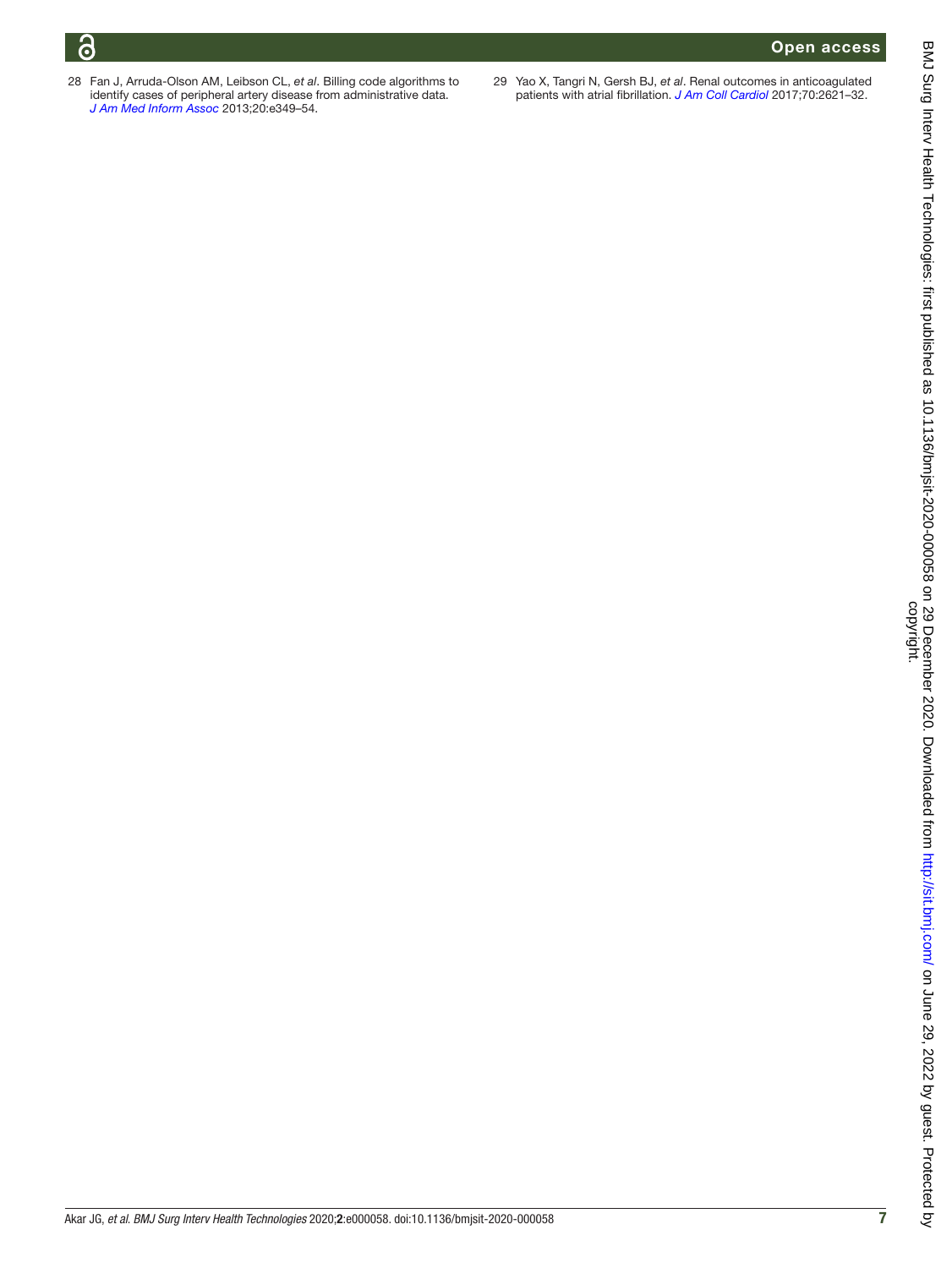28 Fan J, Arruda-Olson AM, Leibson CL, *et al*. Billing code algorithms to identify cases of peripheral artery disease from administrative data. *J Am Med Inform Assoc* 2013;20:e349–54.

29 Yao X, Tangri N, Gersh BJ, *et al*. Renal outcomes in anticoagulated patients with atrial fibrillation. *J Am Coll Cardiol* 2017;70:2621–32.